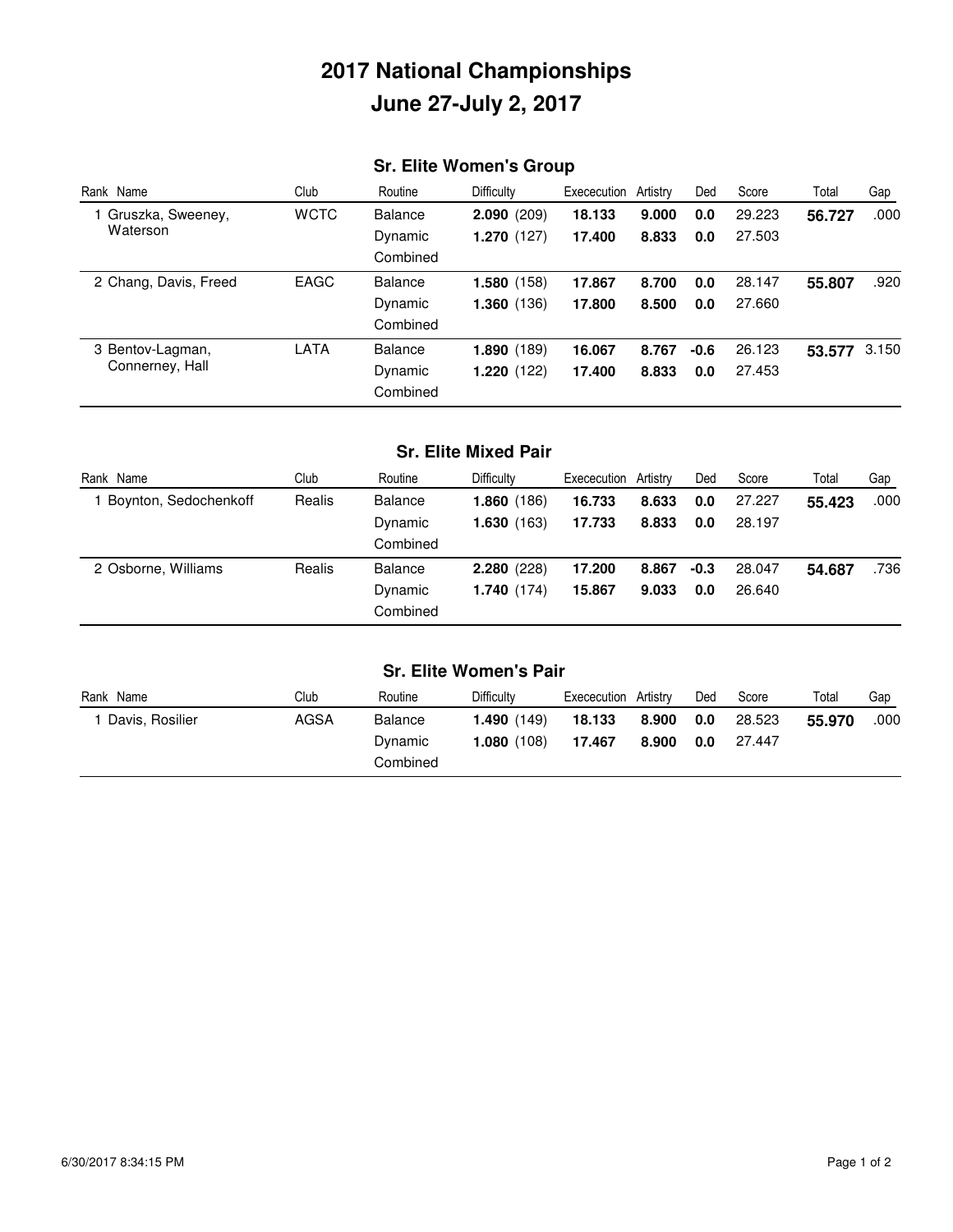# 2017 National Championships

# June 27-July 2, 2017

## Sr. Elite Women's Group

| Rank | Name | Club | Routine | Difficulty | Exececution | Artistry | Ded | Score | Total | Gap |
|---|---|---|---|---|---|---|---|---|---|---|
| 1 | Gruszka, Sweeney, Waterson | WCTC | Balance | **2.090** (209) | **18.133** | **9.000** | **0.0** | 29.223 | **56.727** | .000 |
| | | | Dynamic | **1.270** (127) | **17.400** | **8.833** | **0.0** | 27.503 | | |
| | | | Combined | | | | | | | |
| 2 | Chang, Davis, Freed | EAGC | Balance | **1.580** (158) | **17.867** | **8.700** | **0.0** | 28.147 | **55.807** | .920 |
| | | | Dynamic | **1.360** (136) | **17.800** | **8.500** | **0.0** | 27.660 | | |
| | | | Combined | | | | | | | |
| 3 | Bentov-Lagman, Connerney, Hall | LATA | Balance | **1.890** (189) | **16.067** | **8.767** | **-0.6** | 26.123 | **53.577** | 3.150 |
| | | | Dynamic | **1.220** (122) | **17.400** | **8.833** | **0.0** | 27.453 | | |
| | | | Combined | | | | | | | |

## Sr. Elite Mixed Pair

| Rank | Name | Club | Routine | Difficulty | Exececution | Artistry | Ded | Score | Total | Gap |
|---|---|---|---|---|---|---|---|---|---|---|
| 1 | Boynton, Sedochenkoff | Realis | Balance | **1.860** (186) | **16.733** | **8.633** | **0.0** | 27.227 | **55.423** | .000 |
| | | | Dynamic | **1.630** (163) | **17.733** | **8.833** | **0.0** | 28.197 | | |
| | | | Combined | | | | | | | |
| 2 | Osborne, Williams | Realis | Balance | **2.280** (228) | **17.200** | **8.867** | **-0.3** | 28.047 | **54.687** | .736 |
| | | | Dynamic | **1.740** (174) | **15.867** | **9.033** | **0.0** | 26.640 | | |
| | | | Combined | | | | | | | |

## Sr. Elite Women's Pair

| Rank | Name | Club | Routine | Difficulty | Exececution | Artistry | Ded | Score | Total | Gap |
|---|---|---|---|---|---|---|---|---|---|---|
| 1 | Davis, Rosilier | AGSA | Balance | **1.490** (149) | **18.133** | **8.900** | **0.0** | 28.523 | **55.970** | .000 |
| | | | Dynamic | **1.080** (108) | **17.467** | **8.900** | **0.0** | 27.447 | | |
| | | | Combined | | | | | | | |

6/30/2017 8:34:15 PM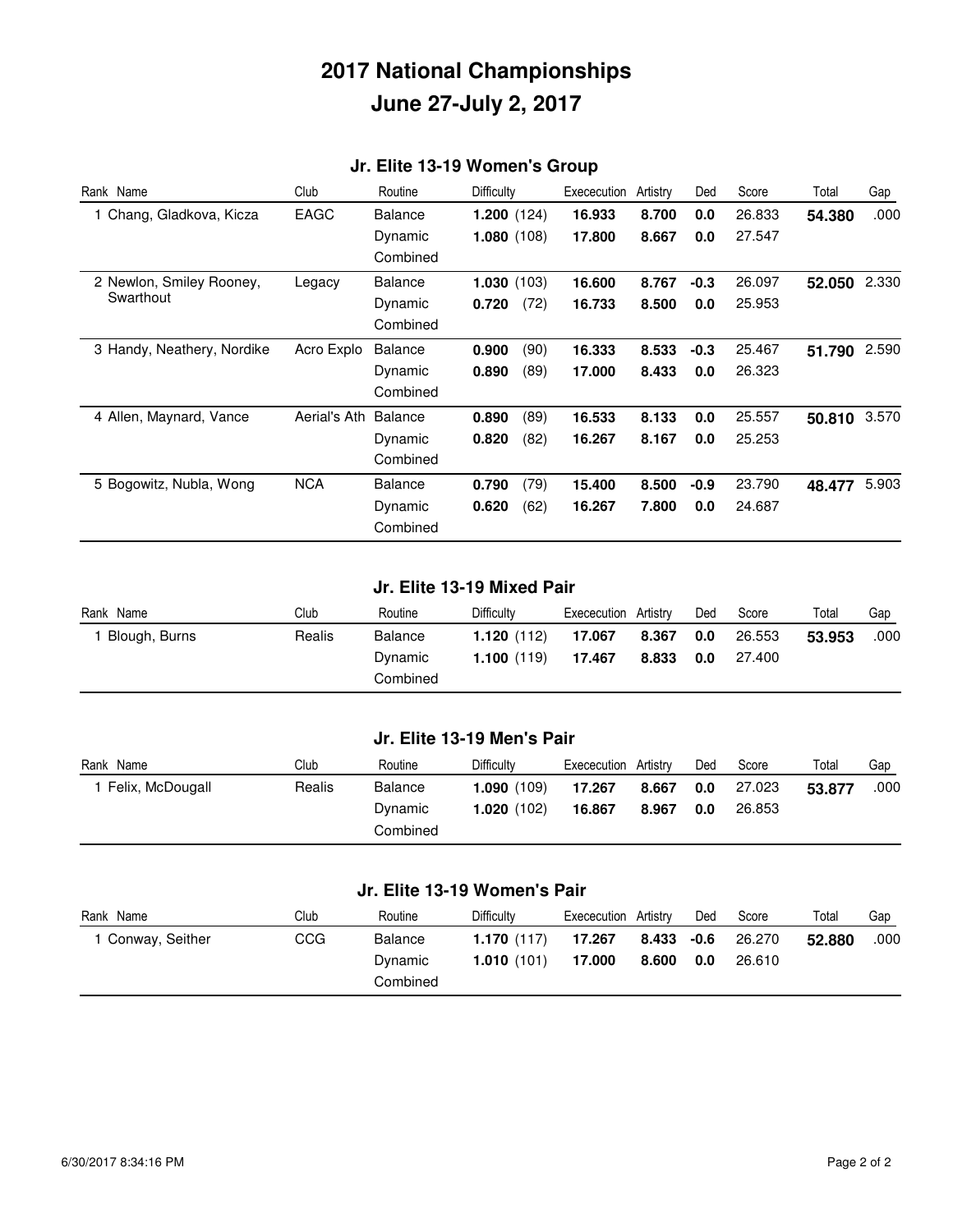# 2017 National Championships
# June 27-July 2, 2017

## Jr. Elite 13-19 Women's Group

| Rank | Name | Club | Routine | Difficulty | | Exececution | Artistry | Ded | Score | Total | Gap |
|---|---|---|---|---|---|---|---|---|---|---|---|
| 1 | Chang, Gladkova, Kicza | EAGC | Balance | **1.200** | (124) | **16.933** | **8.700** | **0.0** | 26.833 | **54.380** | .000 |
| | | | Dynamic | **1.080** | (108) | **17.800** | **8.667** | **0.0** | 27.547 | | |
| | | | Combined | | | | | | | | |
| 2 | Newlon, Smiley Rooney, Swarthout | Legacy | Balance | **1.030** | (103) | **16.600** | **8.767** | **-0.3** | 26.097 | **52.050** | 2.330 |
| | | | Dynamic | **0.720** | (72) | **16.733** | **8.500** | **0.0** | 25.953 | | |
| | | | Combined | | | | | | | | |
| 3 | Handy, Neathery, Nordike | Acro Explo | Balance | **0.900** | (90) | **16.333** | **8.533** | **-0.3** | 25.467 | **51.790** | 2.590 |
| | | | Dynamic | **0.890** | (89) | **17.000** | **8.433** | **0.0** | 26.323 | | |
| | | | Combined | | | | | | | | |
| 4 | Allen, Maynard, Vance | Aerial's Ath | Balance | **0.890** | (89) | **16.533** | **8.133** | **0.0** | 25.557 | **50.810** | 3.570 |
| | | | Dynamic | **0.820** | (82) | **16.267** | **8.167** | **0.0** | 25.253 | | |
| | | | Combined | | | | | | | | |
| 5 | Bogowitz, Nubla, Wong | NCA | Balance | **0.790** | (79) | **15.400** | **8.500** | **-0.9** | 23.790 | **48.477** | 5.903 |
| | | | Dynamic | **0.620** | (62) | **16.267** | **7.800** | **0.0** | 24.687 | | |
| | | | Combined | | | | | | | | |

## Jr. Elite 13-19 Mixed Pair

| Rank | Name | Club | Routine | Difficulty | | Exececution | Artistry | Ded | Score | Total | Gap |
|---|---|---|---|---|---|---|---|---|---|---|---|
| 1 | Blough, Burns | Realis | Balance | **1.120** | (112) | **17.067** | **8.367** | **0.0** | 26.553 | **53.953** | .000 |
| | | | Dynamic | **1.100** | (119) | **17.467** | **8.833** | **0.0** | 27.400 | | |
| | | | Combined | | | | | | | | |

## Jr. Elite 13-19 Men's Pair

| Rank | Name | Club | Routine | Difficulty | | Exececution | Artistry | Ded | Score | Total | Gap |
|---|---|---|---|---|---|---|---|---|---|---|---|
| 1 | Felix, McDougall | Realis | Balance | **1.090** | (109) | **17.267** | **8.667** | **0.0** | 27.023 | **53.877** | .000 |
| | | | Dynamic | **1.020** | (102) | **16.867** | **8.967** | **0.0** | 26.853 | | |
| | | | Combined | | | | | | | | |

## Jr. Elite 13-19 Women's Pair

| Rank | Name | Club | Routine | Difficulty | | Exececution | Artistry | Ded | Score | Total | Gap |
|---|---|---|---|---|---|---|---|---|---|---|---|
| 1 | Conway, Seither | CCG | Balance | **1.170** | (117) | **17.267** | **8.433** | **-0.6** | 26.270 | **52.880** | .000 |
| | | | Dynamic | **1.010** | (101) | **17.000** | **8.600** | **0.0** | 26.610 | | |
| | | | Combined | | | | | | | | |

6/30/2017 8:34:16 PM